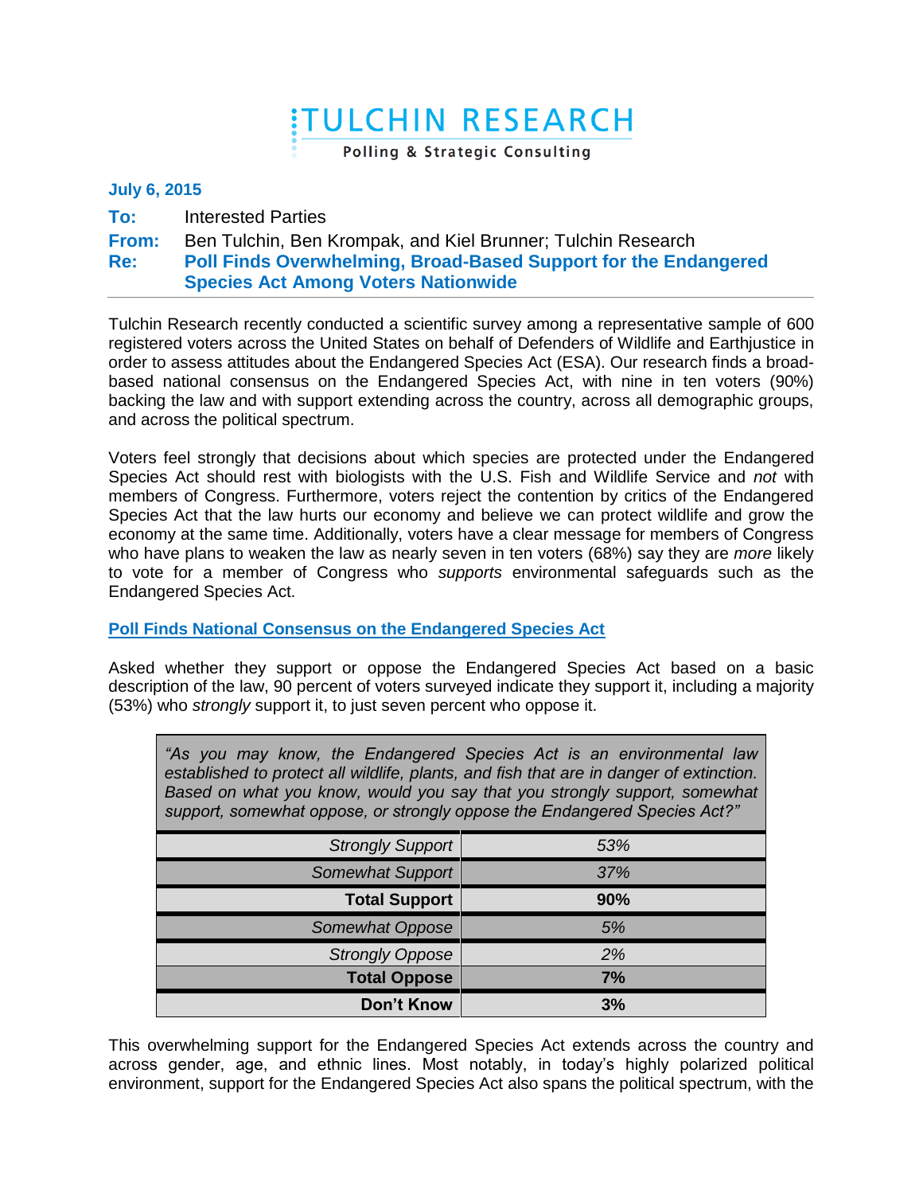**TULCHIN RESEARCH**
Polling & Strategic Consulting

**July 6, 2015**

**To:** Interested Parties
**From:** Ben Tulchin, Ben Krompak, and Kiel Brunner; Tulchin Research
**Re:** **Poll Finds Overwhelming, Broad-Based Support for the Endangered Species Act Among Voters Nationwide**

---

Tulchin Research recently conducted a scientific survey among a representative sample of 600 registered voters across the United States on behalf of Defenders of Wildlife and Earthjustice in order to assess attitudes about the Endangered Species Act (ESA). Our research finds a broad-based national consensus on the Endangered Species Act, with nine in ten voters (90%) backing the law and with support extending across the country, across all demographic groups, and across the political spectrum.

Voters feel strongly that decisions about which species are protected under the Endangered Species Act should rest with biologists with the U.S. Fish and Wildlife Service and *not* with members of Congress. Furthermore, voters reject the contention by critics of the Endangered Species Act that the law hurts our economy and believe we can protect wildlife and grow the economy at the same time. Additionally, voters have a clear message for members of Congress who have plans to weaken the law as nearly seven in ten voters (68%) say they are *more* likely to vote for a member of Congress who *supports* environmental safeguards such as the Endangered Species Act.

## Poll Finds National Consensus on the Endangered Species Act

Asked whether they support or oppose the Endangered Species Act based on a basic description of the law, 90 percent of voters surveyed indicate they support it, including a majority (53%) who *strongly* support it, to just seven percent who oppose it.

| *"As you may know, the Endangered Species Act is an environmental law established to protect all wildlife, plants, and fish that are in danger of extinction. Based on what you know, would you say that you strongly support, somewhat support, somewhat oppose, or strongly oppose the Endangered Species Act?"* | |
|---|---|
| *Strongly Support* | *53%* |
| *Somewhat Support* | *37%* |
| **Total Support** | **90%** |
| *Somewhat Oppose* | *5%* |
| *Strongly Oppose* | *2%* |
| **Total Oppose** | **7%** |
| **Don't Know** | **3%** |

This overwhelming support for the Endangered Species Act extends across the country and across gender, age, and ethnic lines. Most notably, in today's highly polarized political environment, support for the Endangered Species Act also spans the political spectrum, with the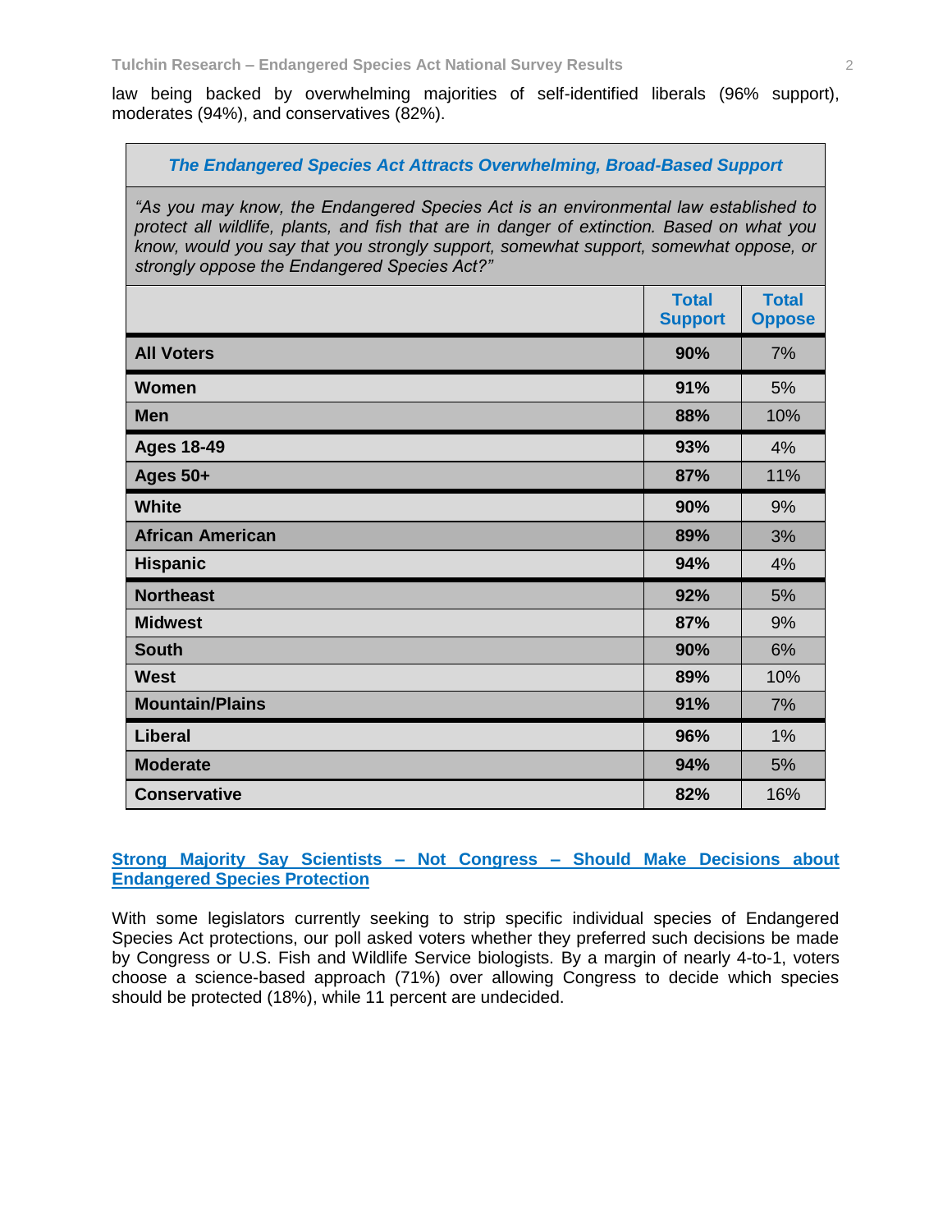law being backed by overwhelming majorities of self-identified liberals (96% support), moderates (94%), and conservatives (82%).

| *The Endangered Species Act Attracts Overwhelming, Broad-Based Support* | | |
|---|---|---|
| *"As you may know, the Endangered Species Act is an environmental law established to protect all wildlife, plants, and fish that are in danger of extinction. Based on what you know, would you say that you strongly support, somewhat support, somewhat oppose, or strongly oppose the Endangered Species Act?"* | | |
| | **Total Support** | **Total Oppose** |
| **All Voters** | **90%** | 7% |
| **Women** | **91%** | 5% |
| **Men** | **88%** | 10% |
| **Ages 18-49** | **93%** | 4% |
| **Ages 50+** | **87%** | 11% |
| **White** | **90%** | 9% |
| **African American** | **89%** | 3% |
| **Hispanic** | **94%** | 4% |
| **Northeast** | **92%** | 5% |
| **Midwest** | **87%** | 9% |
| **South** | **90%** | 6% |
| **West** | **89%** | 10% |
| **Mountain/Plains** | **91%** | 7% |
| **Liberal** | **96%** | 1% |
| **Moderate** | **94%** | 5% |
| **Conservative** | **82%** | 16% |

## Strong Majority Say Scientists – Not Congress – Should Make Decisions about Endangered Species Protection

With some legislators currently seeking to strip specific individual species of Endangered Species Act protections, our poll asked voters whether they preferred such decisions be made by Congress or U.S. Fish and Wildlife Service biologists. By a margin of nearly 4-to-1, voters choose a science-based approach (71%) over allowing Congress to decide which species should be protected (18%), while 11 percent are undecided.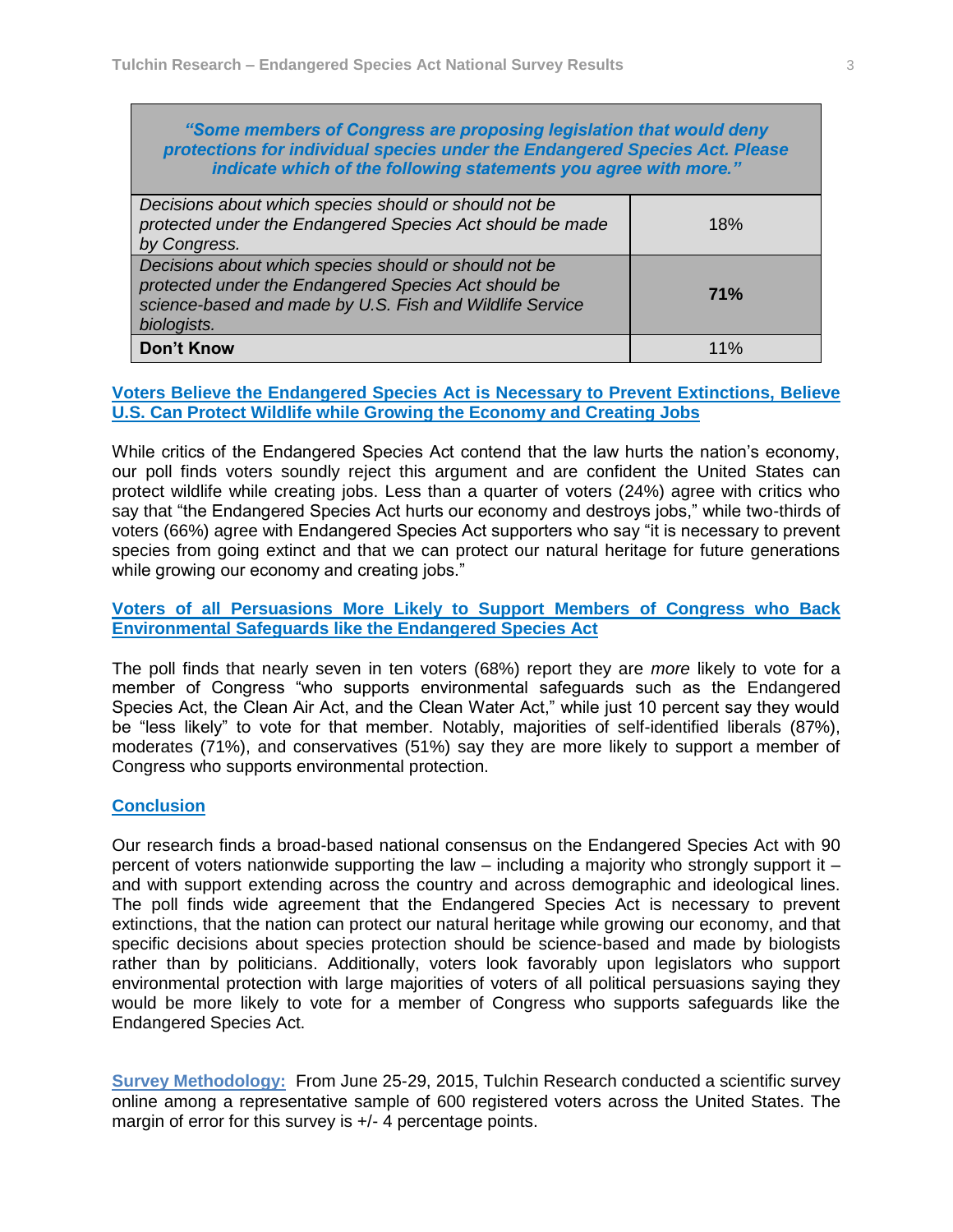| *"Some members of Congress are proposing legislation that would deny protections for individual species under the Endangered Species Act. Please indicate which of the following statements you agree with more."* | |
|---|---|
| *Decisions about which species should or should not be protected under the Endangered Species Act should be made by Congress.* | 18% |
| *Decisions about which species should or should not be protected under the Endangered Species Act should be science-based and made by U.S. Fish and Wildlife Service biologists.* | **71%** |
| **Don't Know** | 11% |

## Voters Believe the Endangered Species Act is Necessary to Prevent Extinctions, Believe U.S. Can Protect Wildlife while Growing the Economy and Creating Jobs

While critics of the Endangered Species Act contend that the law hurts the nation's economy, our poll finds voters soundly reject this argument and are confident the United States can protect wildlife while creating jobs. Less than a quarter of voters (24%) agree with critics who say that "the Endangered Species Act hurts our economy and destroys jobs," while two-thirds of voters (66%) agree with Endangered Species Act supporters who say "it is necessary to prevent species from going extinct and that we can protect our natural heritage for future generations while growing our economy and creating jobs."

## Voters of all Persuasions More Likely to Support Members of Congress who Back Environmental Safeguards like the Endangered Species Act

The poll finds that nearly seven in ten voters (68%) report they are *more* likely to vote for a member of Congress "who supports environmental safeguards such as the Endangered Species Act, the Clean Air Act, and the Clean Water Act," while just 10 percent say they would be "less likely" to vote for that member. Notably, majorities of self-identified liberals (87%), moderates (71%), and conservatives (51%) say they are more likely to support a member of Congress who supports environmental protection.

## Conclusion

Our research finds a broad-based national consensus on the Endangered Species Act with 90 percent of voters nationwide supporting the law – including a majority who strongly support it – and with support extending across the country and across demographic and ideological lines. The poll finds wide agreement that the Endangered Species Act is necessary to prevent extinctions, that the nation can protect our natural heritage while growing our economy, and that specific decisions about species protection should be science-based and made by biologists rather than by politicians. Additionally, voters look favorably upon legislators who support environmental protection with large majorities of voters of all political persuasions saying they would be more likely to vote for a member of Congress who supports safeguards like the Endangered Species Act.

**Survey Methodology:** From June 25-29, 2015, Tulchin Research conducted a scientific survey online among a representative sample of 600 registered voters across the United States. The margin of error for this survey is +/- 4 percentage points.